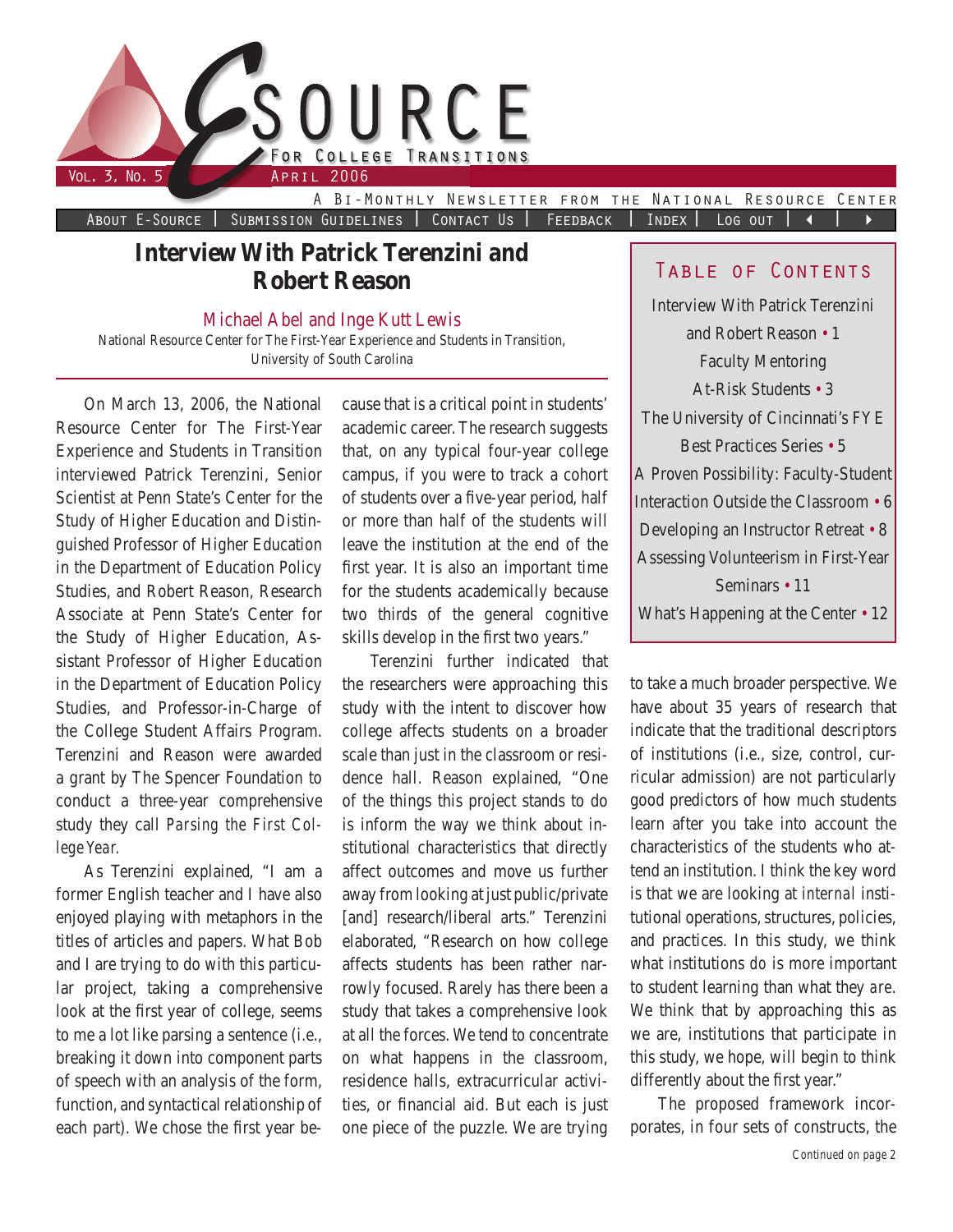# E-Source for College Transitions

Vol. 3, No. 5 April 2006

A Bi-Monthly Newsletter from the National Resource Center

About E-Source | Submission Guidelines | Contact Us | Feedback | Index | Log out

## Table of Contents

- Interview With Patrick Terenzini and Robert Reason • 1
- Faculty Mentoring At-Risk Students • 3
- The University of Cincinnati's FYE Best Practices Series • 5
- A Proven Possibility: Faculty-Student Interaction Outside the Classroom • 6
- Developing an Instructor Retreat • 8
- Assessing Volunteerism in First-Year Seminars • 11
- What's Happening at the Center • 12

# Interview With Patrick Terenzini and Robert Reason

Michael Abel and Inge Kutt Lewis

National Resource Center for The First-Year Experience and Students in Transition, University of South Carolina

On March 13, 2006, the National Resource Center for The First-Year Experience and Students in Transition interviewed Patrick Terenzini, Senior Scientist at Penn State's Center for the Study of Higher Education and Distinguished Professor of Higher Education in the Department of Education Policy Studies, and Robert Reason, Research Associate at Penn State's Center for the Study of Higher Education, Assistant Professor of Higher Education in the Department of Education Policy Studies, and Professor-in-Charge of the College Student Affairs Program. Terenzini and Reason were awarded a grant by The Spencer Foundation to conduct a three-year comprehensive study they call *Parsing the First College Year.*

As Terenzini explained, "I am a former English teacher and I have also enjoyed playing with metaphors in the titles of articles and papers. What Bob and I are trying to do with this particular project, taking a comprehensive look at the first year of college, seems to me a lot like parsing a sentence (i.e., breaking it down into component parts of speech with an analysis of the form, function, and syntactical relationship of each part). We chose the first year because that is a critical point in students' academic career. The research suggests that, on any typical four-year college campus, if you were to track a cohort of students over a five-year period, half or more than half of the students will leave the institution at the end of the first year. It is also an important time for the students academically because two thirds of the general cognitive skills develop in the first two years."

Terenzini further indicated that the researchers were approaching this study with the intent to discover how college affects students on a broader scale than just in the classroom or residence hall. Reason explained, "One of the things this project stands to do is inform the way we think about institutional characteristics that directly affect outcomes and move us further away from looking at just public/private [and] research/liberal arts." Terenzini elaborated, "Research on how college affects students has been rather narrowly focused. Rarely has there been a study that takes a comprehensive look at all the forces. We tend to concentrate on what happens in the classroom, residence halls, extracurricular activities, or financial aid. But each is just one piece of the puzzle. We are trying to take a much broader perspective. We have about 35 years of research that indicate that the traditional descriptors of institutions (i.e., size, control, curricular admission) are not particularly good predictors of how much students learn after you take into account the characteristics of the students who attend an institution. I think the key word is that we are looking at *internal* institutional operations, structures, policies, and practices. In this study, we think what institutions *do* is more important to student learning than what they *are*. We think that by approaching this as we are, institutions that participate in this study, we hope, will begin to think differently about the first year."

The proposed framework incorporates, in four sets of constructs, the

*Continued on page 2*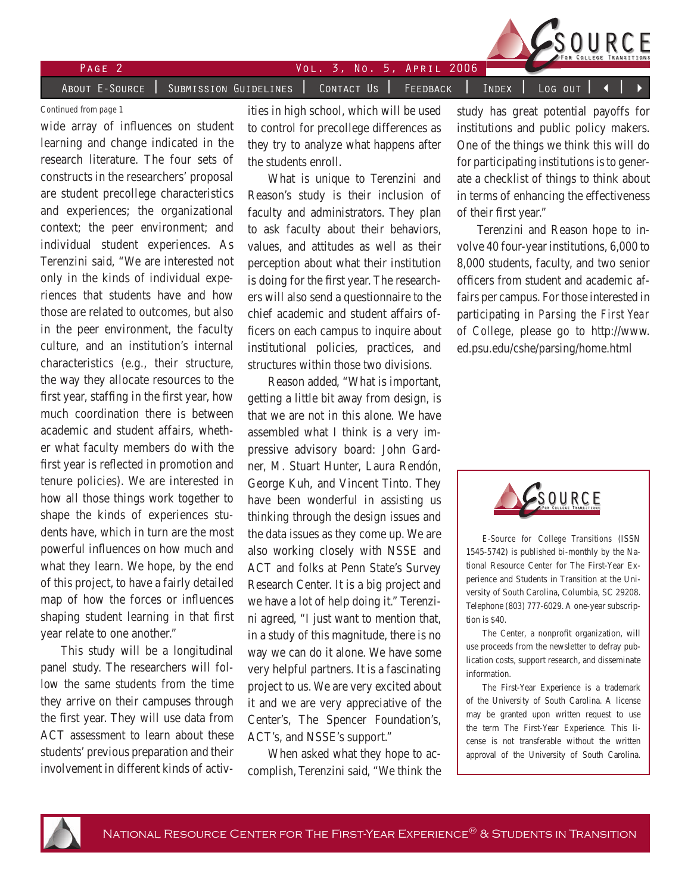*Continued from page 1*

wide array of influences on student learning and change indicated in the research literature. The four sets of constructs in the researchers' proposal are student precollege characteristics and experiences; the organizational context; the peer environment; and individual student experiences. As Terenzini said, "We are interested not only in the kinds of individual experiences that students have and how those are related to outcomes, but also in the peer environment, the faculty culture, and an institution's internal characteristics (e.g., their structure, the way they allocate resources to the first year, staffing in the first year, how much coordination there is between academic and student affairs, whether what faculty members do with the first year is reflected in promotion and tenure policies). We are interested in how all those things work together to shape the kinds of experiences students have, which in turn are the most powerful influences on how much and what they learn. We hope, by the end of this project, to have a fairly detailed map of how the forces or influences shaping student learning in that first year relate to one another."

This study will be a longitudinal panel study. The researchers will follow the same students from the time they arrive on their campuses through the first year. They will use data from ACT assessment to learn about these students' previous preparation and their involvement in different kinds of activities in high school, which will be used to control for precollege differences as they try to analyze what happens after the students enroll.

What is unique to Terenzini and Reason's study is their inclusion of faculty and administrators. They plan to ask faculty about their behaviors, values, and attitudes as well as their perception about what their institution is doing for the first year. The researchers will also send a questionnaire to the chief academic and student affairs officers on each campus to inquire about institutional policies, practices, and structures within those two divisions.

Reason added, "What is important, getting a little bit away from design, is that we are not in this alone. We have assembled what I think is a very impressive advisory board: John Gardner, M. Stuart Hunter, Laura Rendón, George Kuh, and Vincent Tinto. They have been wonderful in assisting us thinking through the design issues and the data issues as they come up. We are also working closely with NSSE and ACT and folks at Penn State's Survey Research Center. It is a big project and we have a lot of help doing it." Terenzini agreed, "I just want to mention that, in a study of this magnitude, there is no way we can do it alone. We have some very helpful partners. It is a fascinating project to us. We are very excited about it and we are very appreciative of the Center's, The Spencer Foundation's, ACT's, and NSSE's support."

When asked what they hope to accomplish, Terenzini said, "We think the study has great potential payoffs for institutions and public policy makers. One of the things we think this will do for participating institutions is to generate a checklist of things to think about in terms of enhancing the effectiveness of their first year."

Terenzini and Reason hope to involve 40 four-year institutions, 6,000 to 8,000 students, faculty, and two senior officers from student and academic affairs per campus. For those interested in participating in *Parsing the First Year of College*, please go to http://www.ed.psu.edu/cshe/parsing/home.html

---

E-Source for College Transitions (ISSN 1545-5742) is published bi-monthly by the National Resource Center for The First-Year Experience and Students in Transition at the University of South Carolina, Columbia, SC 29208. Telephone (803) 777-6029. A one-year subscription is $40.

The Center, a nonprofit organization, will use proceeds from the newsletter to defray publication costs, support research, and disseminate information.

The First-Year Experience is a trademark of the University of South Carolina. A license may be granted upon written request to use the term The First-Year Experience. This license is not transferable without the written approval of the University of South Carolina.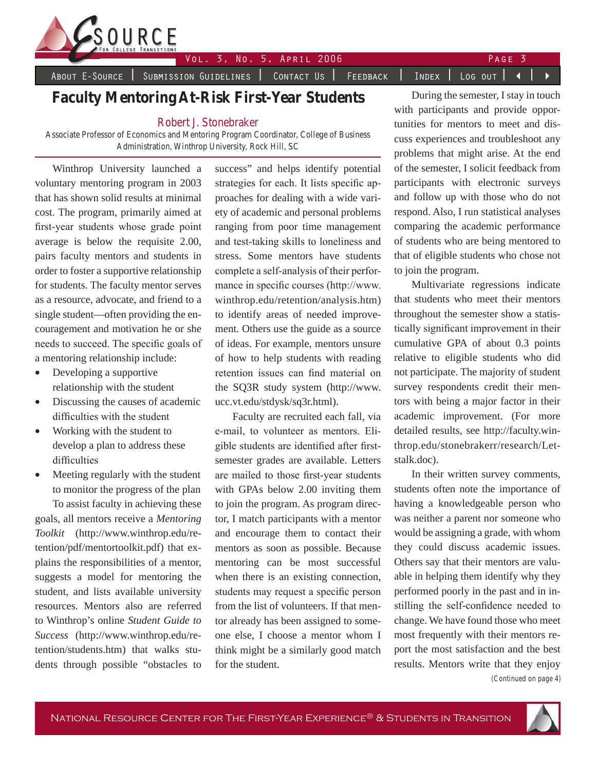# Faculty Mentoring At-Risk First-Year Students

**Robert J. Stonebraker**

Associate Professor of Economics and Mentoring Program Coordinator, College of Business Administration, Winthrop University, Rock Hill, SC

Winthrop University launched a voluntary mentoring program in 2003 that has shown solid results at minimal cost. The program, primarily aimed at first-year students whose grade point average is below the requisite 2.00, pairs faculty mentors and students in order to foster a supportive relationship for students. The faculty mentor serves as a resource, advocate, and friend to a single student—often providing the encouragement and motivation he or she needs to succeed. The specific goals of a mentoring relationship include:

- Developing a supportive relationship with the student
- Discussing the causes of academic difficulties with the student
- Working with the student to develop a plan to address these difficulties
- Meeting regularly with the student to monitor the progress of the plan

To assist faculty in achieving these goals, all mentors receive a *Mentoring Toolkit* (http://www.winthrop.edu/retention/pdf/mentortoolkit.pdf) that explains the responsibilities of a mentor, suggests a model for mentoring the student, and lists available university resources. Mentors also are referred to Winthrop's online *Student Guide to Success* (http://www.winthrop.edu/retention/students.htm) that walks students through possible "obstacles to success" and helps identify potential strategies for each. It lists specific approaches for dealing with a wide variety of academic and personal problems ranging from poor time management and test-taking skills to loneliness and stress. Some mentors have students complete a self-analysis of their performance in specific courses (http://www.winthrop.edu/retention/analysis.htm) to identify areas of needed improvement. Others use the guide as a source of ideas. For example, mentors unsure of how to help students with reading retention issues can find material on the SQ3R study system (http://www.ucc.vt.edu/stdysk/sq3r.html).

Faculty are recruited each fall, via e-mail, to volunteer as mentors. Eligible students are identified after first-semester grades are available. Letters are mailed to those first-year students with GPAs below 2.00 inviting them to join the program. As program director, I match participants with a mentor and encourage them to contact their mentors as soon as possible. Because mentoring can be most successful when there is an existing connection, students may request a specific person from the list of volunteers. If that mentor already has been assigned to someone else, I choose a mentor whom I think might be a similarly good match for the student.

During the semester, I stay in touch with participants and provide opportunities for mentors to meet and discuss experiences and troubleshoot any problems that might arise. At the end of the semester, I solicit feedback from participants with electronic surveys and follow up with those who do not respond. Also, I run statistical analyses comparing the academic performance of students who are being mentored to that of eligible students who chose not to join the program.

Multivariate regressions indicate that students who meet their mentors throughout the semester show a statistically significant improvement in their cumulative GPA of about 0.3 points relative to eligible students who did not participate. The majority of student survey respondents credit their mentors with being a major factor in their academic improvement. (For more detailed results, see http://faculty.winthrop.edu/stonebrakerr/research/Letstalk.doc).

In their written survey comments, students often note the importance of having a knowledgeable person who was neither a parent nor someone who would be assigning a grade, with whom they could discuss academic issues. Others say that their mentors are valuable in helping them identify why they performed poorly in the past and in instilling the self-confidence needed to change. We have found those who meet most frequently with their mentors report the most satisfaction and the best results. Mentors write that they enjoy

*(Continued on page 4)*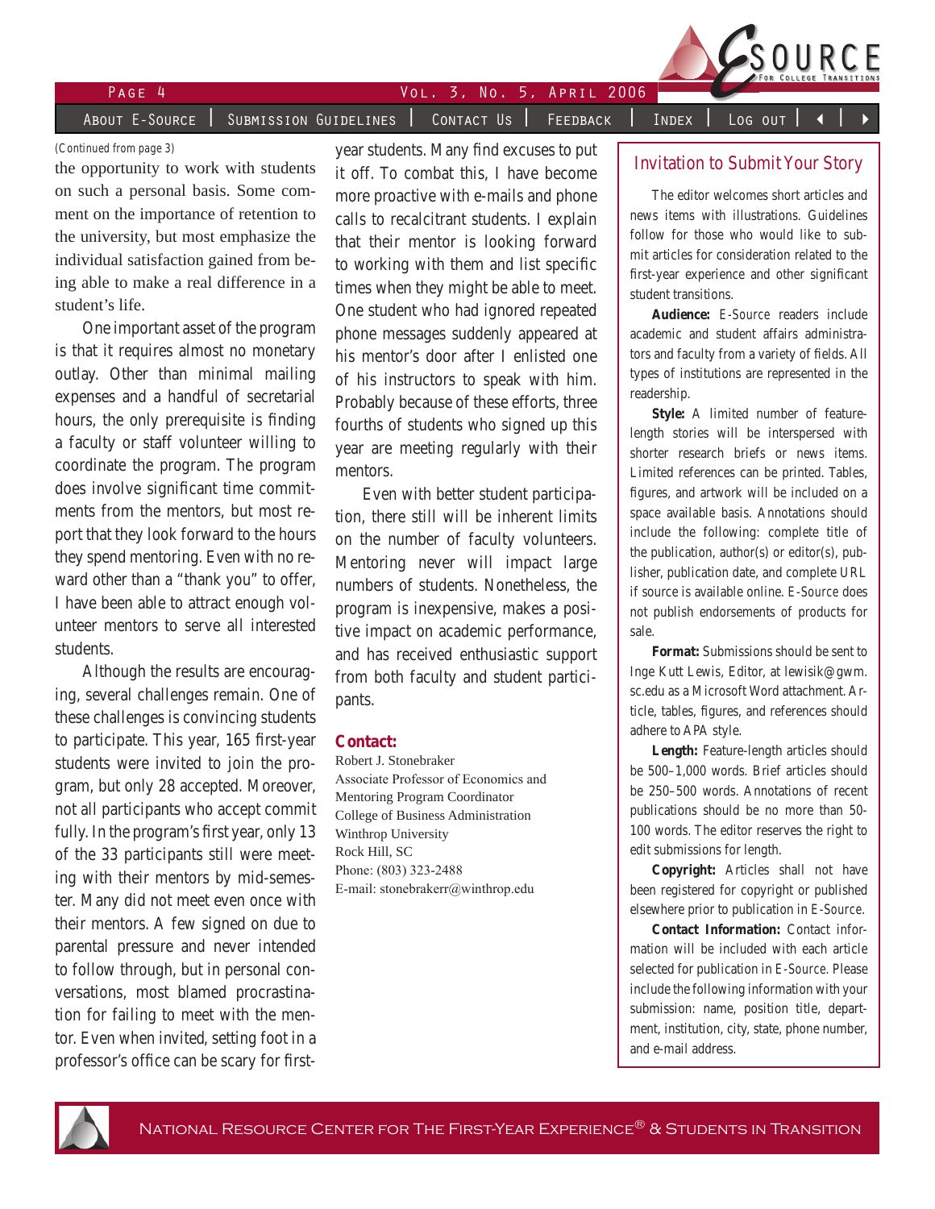(Continued from page 3)

the opportunity to work with students on such a personal basis. Some comment on the importance of retention to the university, but most emphasize the individual satisfaction gained from being able to make a real difference in a student's life.

One important asset of the program is that it requires almost no monetary outlay. Other than minimal mailing expenses and a handful of secretarial hours, the only prerequisite is finding a faculty or staff volunteer willing to coordinate the program. The program does involve significant time commitments from the mentors, but most report that they look forward to the hours they spend mentoring. Even with no reward other than a "thank you" to offer, I have been able to attract enough volunteer mentors to serve all interested students.

Although the results are encouraging, several challenges remain. One of these challenges is convincing students to participate. This year, 165 first-year students were invited to join the program, but only 28 accepted. Moreover, not all participants who accept commit fully. In the program's first year, only 13 of the 33 participants still were meeting with their mentors by mid-semester. Many did not meet even once with their mentors. A few signed on due to parental pressure and never intended to follow through, but in personal conversations, most blamed procrastination for failing to meet with the mentor. Even when invited, setting foot in a professor's office can be scary for first-year students. Many find excuses to put it off. To combat this, I have become more proactive with e-mails and phone calls to recalcitrant students. I explain that their mentor is looking forward to working with them and list specific times when they might be able to meet. One student who had ignored repeated phone messages suddenly appeared at his mentor's door after I enlisted one of his instructors to speak with him. Probably because of these efforts, three fourths of students who signed up this year are meeting regularly with their mentors.

Even with better student participation, there still will be inherent limits on the number of faculty volunteers. Mentoring never will impact large numbers of students. Nonetheless, the program is inexpensive, makes a positive impact on academic performance, and has received enthusiastic support from both faculty and student participants.

**Contact:**

Robert J. Stonebraker
Associate Professor of Economics and Mentoring Program Coordinator
College of Business Administration
Winthrop University
Rock Hill, SC
Phone: (803) 323-2488
E-mail: stonebrakerr@winthrop.edu

## Invitation to Submit Your Story

The editor welcomes short articles and news items with illustrations. Guidelines follow for those who would like to submit articles for consideration related to the first-year experience and other significant student transitions.

**Audience:** E-Source readers include academic and student affairs administrators and faculty from a variety of fields. All types of institutions are represented in the readership.

**Style:** A limited number of feature-length stories will be interspersed with shorter research briefs or news items. Limited references can be printed. Tables, figures, and artwork will be included on a space available basis. Annotations should include the following: complete title of the publication, author(s) or editor(s), publisher, publication date, and complete URL if source is available online. E-Source does not publish endorsements of products for sale.

**Format:** Submissions should be sent to Inge Kutt Lewis, Editor, at lewisik@gwm.sc.edu as a Microsoft Word attachment. Article, tables, figures, and references should adhere to APA style.

**Length:** Feature-length articles should be 500–1,000 words. Brief articles should be 250–500 words. Annotations of recent publications should be no more than 50-100 words. The editor reserves the right to edit submissions for length.

**Copyright:** Articles shall not have been registered for copyright or published elsewhere prior to publication in E-Source.

**Contact Information:** Contact information will be included with each article selected for publication in E-Source. Please include the following information with your submission: name, position title, department, institution, city, state, phone number, and e-mail address.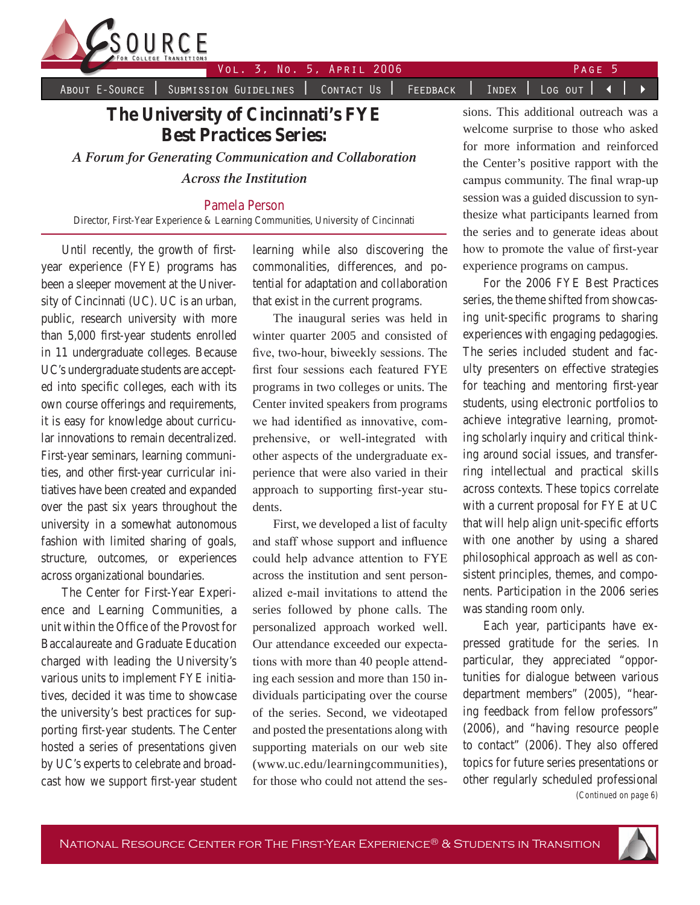# The University of Cincinnati's FYE Best Practices Series:

*A Forum for Generating Communication and Collaboration Across the Institution*

Pamela Person
Director, First-Year Experience & Learning Communities, University of Cincinnati

Until recently, the growth of first-year experience (FYE) programs has been a sleeper movement at the University of Cincinnati (UC). UC is an urban, public, research university with more than 5,000 first-year students enrolled in 11 undergraduate colleges. Because UC's undergraduate students are accepted into specific colleges, each with its own course offerings and requirements, it is easy for knowledge about curricular innovations to remain decentralized. First-year seminars, learning communities, and other first-year curricular initiatives have been created and expanded over the past six years throughout the university in a somewhat autonomous fashion with limited sharing of goals, structure, outcomes, or experiences across organizational boundaries.

The Center for First-Year Experience and Learning Communities, a unit within the Office of the Provost for Baccalaureate and Graduate Education charged with leading the University's various units to implement FYE initiatives, decided it was time to showcase the university's best practices for supporting first-year students. The Center hosted a series of presentations given by UC's experts to celebrate and broadcast how we support first-year student learning while also discovering the commonalities, differences, and potential for adaptation and collaboration that exist in the current programs.

The inaugural series was held in winter quarter 2005 and consisted of five, two-hour, biweekly sessions. The first four sessions each featured FYE programs in two colleges or units. The Center invited speakers from programs we had identified as innovative, comprehensive, or well-integrated with other aspects of the undergraduate experience that were also varied in their approach to supporting first-year students.

First, we developed a list of faculty and staff whose support and influence could help advance attention to FYE across the institution and sent personalized e-mail invitations to attend the series followed by phone calls. The personalized approach worked well. Our attendance exceeded our expectations with more than 40 people attending each session and more than 150 individuals participating over the course of the series. Second, we videotaped and posted the presentations along with supporting materials on our web site (www.uc.edu/learningcommunities), for those who could not attend the sessions. This additional outreach was a welcome surprise to those who asked for more information and reinforced the Center's positive rapport with the campus community. The final wrap-up session was a guided discussion to synthesize what participants learned from the series and to generate ideas about how to promote the value of first-year experience programs on campus.

For the 2006 FYE Best Practices series, the theme shifted from showcasing unit-specific programs to sharing experiences with engaging pedagogies. The series included student and faculty presenters on effective strategies for teaching and mentoring first-year students, using electronic portfolios to achieve integrative learning, promoting scholarly inquiry and critical thinking around social issues, and transferring intellectual and practical skills across contexts. These topics correlate with a current proposal for FYE at UC that will help align unit-specific efforts with one another by using a shared philosophical approach as well as consistent principles, themes, and components. Participation in the 2006 series was standing room only.

Each year, participants have expressed gratitude for the series. In particular, they appreciated "opportunities for dialogue between various department members" (2005), "hearing feedback from fellow professors" (2006), and "having resource people to contact" (2006). They also offered topics for future series presentations or other regularly scheduled professional

(Continued on page 6)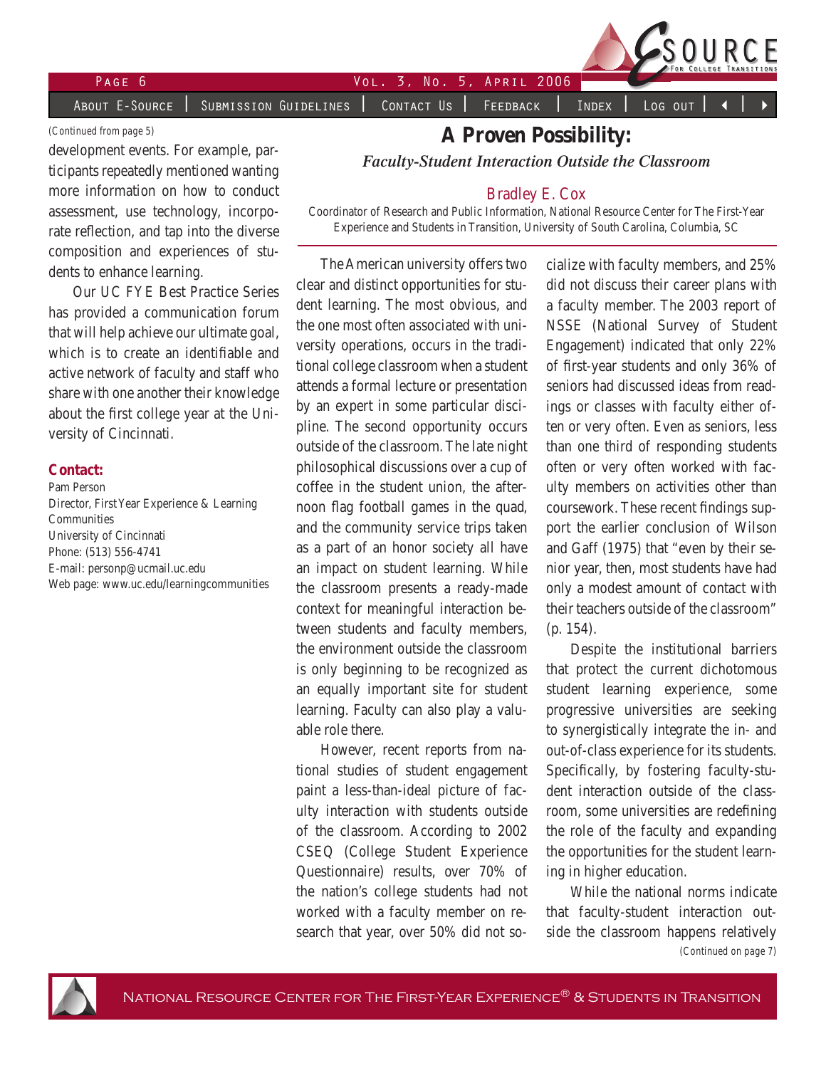(Continued from page 5)

development events. For example, participants repeatedly mentioned wanting more information on how to conduct assessment, use technology, incorporate reflection, and tap into the diverse composition and experiences of students to enhance learning.

Our UC FYE Best Practice Series has provided a communication forum that will help achieve our ultimate goal, which is to create an identifiable and active network of faculty and staff who share with one another their knowledge about the first college year at the University of Cincinnati.

**Contact:**

Pam Person
Director, First Year Experience & Learning Communities
University of Cincinnati
Phone: (513) 556-4741
E-mail: personp@ucmail.uc.edu
Web page: www.uc.edu/learningcommunities

# A Proven Possibility:

## *Faculty-Student Interaction Outside the Classroom*

Bradley E. Cox

Coordinator of Research and Public Information, National Resource Center for The First-Year Experience and Students in Transition, University of South Carolina, Columbia, SC

The American university offers two clear and distinct opportunities for student learning. The most obvious, and the one most often associated with university operations, occurs in the traditional college classroom when a student attends a formal lecture or presentation by an expert in some particular discipline. The second opportunity occurs outside of the classroom. The late night philosophical discussions over a cup of coffee in the student union, the afternoon flag football games in the quad, and the community service trips taken as a part of an honor society all have an impact on student learning. While the classroom presents a ready-made context for meaningful interaction between students and faculty members, the environment outside the classroom is only beginning to be recognized as an equally important site for student learning. Faculty can also play a valuable role there.

However, recent reports from national studies of student engagement paint a less-than-ideal picture of faculty interaction with students outside of the classroom. According to 2002 CSEQ (College Student Experience Questionnaire) results, over 70% of the nation's college students had not worked with a faculty member on research that year, over 50% did not socialize with faculty members, and 25% did not discuss their career plans with a faculty member. The 2003 report of NSSE (National Survey of Student Engagement) indicated that only 22% of first-year students and only 36% of seniors had discussed ideas from readings or classes with faculty either often or very often. Even as seniors, less than one third of responding students often or very often worked with faculty members on activities other than coursework. These recent findings support the earlier conclusion of Wilson and Gaff (1975) that "even by their senior year, then, most students have had only a modest amount of contact with their teachers outside of the classroom" (p. 154).

Despite the institutional barriers that protect the current dichotomous student learning experience, some progressive universities are seeking to synergistically integrate the in- and out-of-class experience for its students. Specifically, by fostering faculty-student interaction outside of the classroom, some universities are redefining the role of the faculty and expanding the opportunities for the student learning in higher education.

While the national norms indicate that faculty-student interaction outside the classroom happens relatively

(Continued on page 7)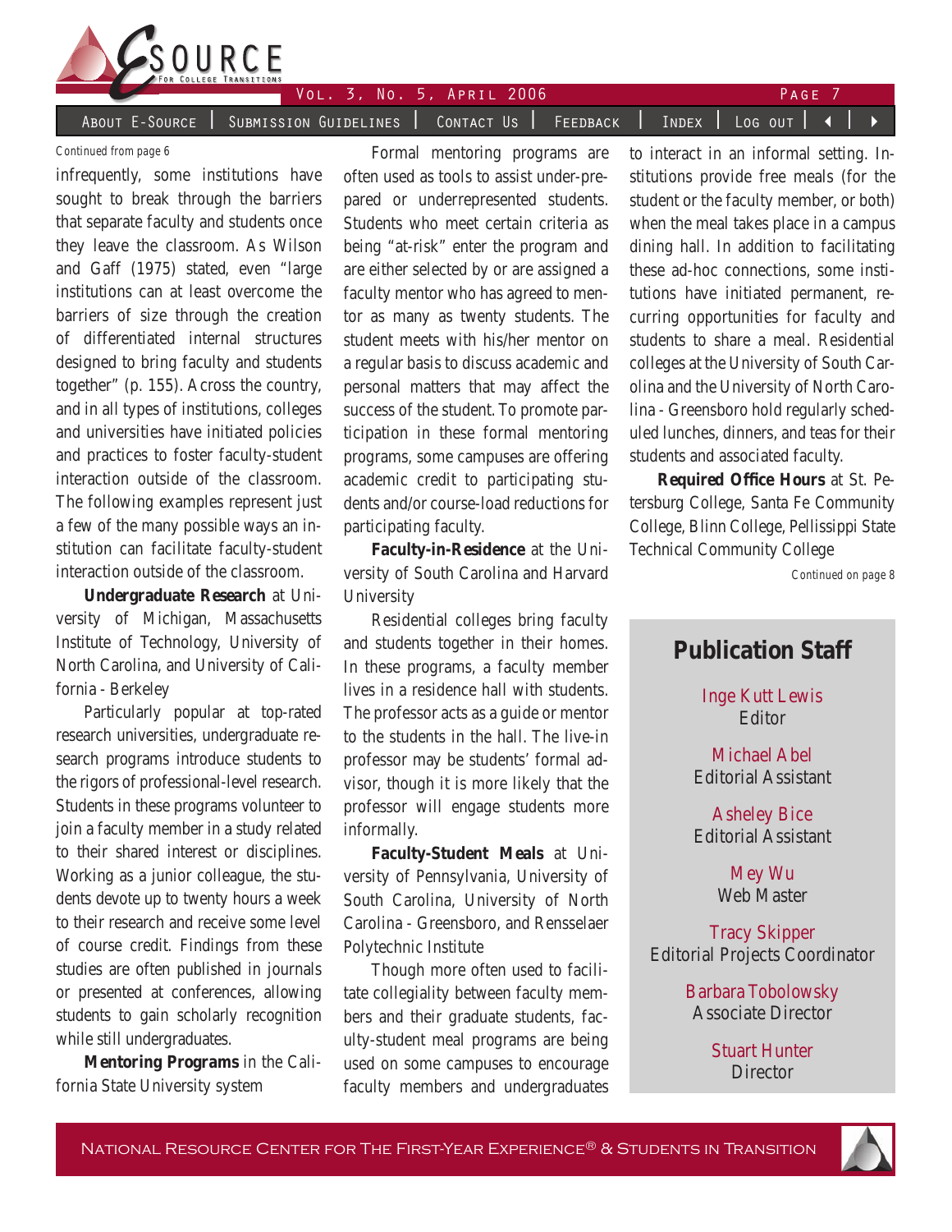Continued from page 6

infrequently, some institutions have sought to break through the barriers that separate faculty and students once they leave the classroom. As Wilson and Gaff (1975) stated, even "large institutions can at least overcome the barriers of size through the creation of differentiated internal structures designed to bring faculty and students together" (p. 155). Across the country, and in all types of institutions, colleges and universities have initiated policies and practices to foster faculty-student interaction outside of the classroom. The following examples represent just a few of the many possible ways an institution can facilitate faculty-student interaction outside of the classroom.

**Undergraduate Research** at University of Michigan, Massachusetts Institute of Technology, University of North Carolina, and University of California - Berkeley

Particularly popular at top-rated research universities, undergraduate research programs introduce students to the rigors of professional-level research. Students in these programs volunteer to join a faculty member in a study related to their shared interest or disciplines. Working as a junior colleague, the students devote up to twenty hours a week to their research and receive some level of course credit. Findings from these studies are often published in journals or presented at conferences, allowing students to gain scholarly recognition while still undergraduates.

**Mentoring Programs** in the California State University system

Formal mentoring programs are often used as tools to assist under-prepared or underrepresented students. Students who meet certain criteria as being "at-risk" enter the program and are either selected by or are assigned a faculty mentor who has agreed to mentor as many as twenty students. The student meets with his/her mentor on a regular basis to discuss academic and personal matters that may affect the success of the student. To promote participation in these formal mentoring programs, some campuses are offering academic credit to participating students and/or course-load reductions for participating faculty.

**Faculty-in-Residence** at the University of South Carolina and Harvard University

Residential colleges bring faculty and students together in their homes. In these programs, a faculty member lives in a residence hall with students. The professor acts as a guide or mentor to the students in the hall. The live-in professor may be students' formal advisor, though it is more likely that the professor will engage students more informally.

**Faculty-Student Meals** at University of Pennsylvania, University of South Carolina, University of North Carolina - Greensboro, and Rensselaer Polytechnic Institute

Though more often used to facilitate collegiality between faculty members and their graduate students, faculty-student meal programs are being used on some campuses to encourage faculty members and undergraduates to interact in an informal setting. Institutions provide free meals (for the student or the faculty member, or both) when the meal takes place in a campus dining hall. In addition to facilitating these ad-hoc connections, some institutions have initiated permanent, recurring opportunities for faculty and students to share a meal. Residential colleges at the University of South Carolina and the University of North Carolina - Greensboro hold regularly scheduled lunches, dinners, and teas for their students and associated faculty.

**Required Office Hours** at St. Petersburg College, Santa Fe Community College, Blinn College, Pellissippi State Technical Community College

Continued on page 8

## Publication Staff

Inge Kutt Lewis
Editor

Michael Abel
Editorial Assistant

Asheley Bice
Editorial Assistant

Mey Wu
Web Master

Tracy Skipper
Editorial Projects Coordinator

Barbara Tobolowsky
Associate Director

Stuart Hunter
Director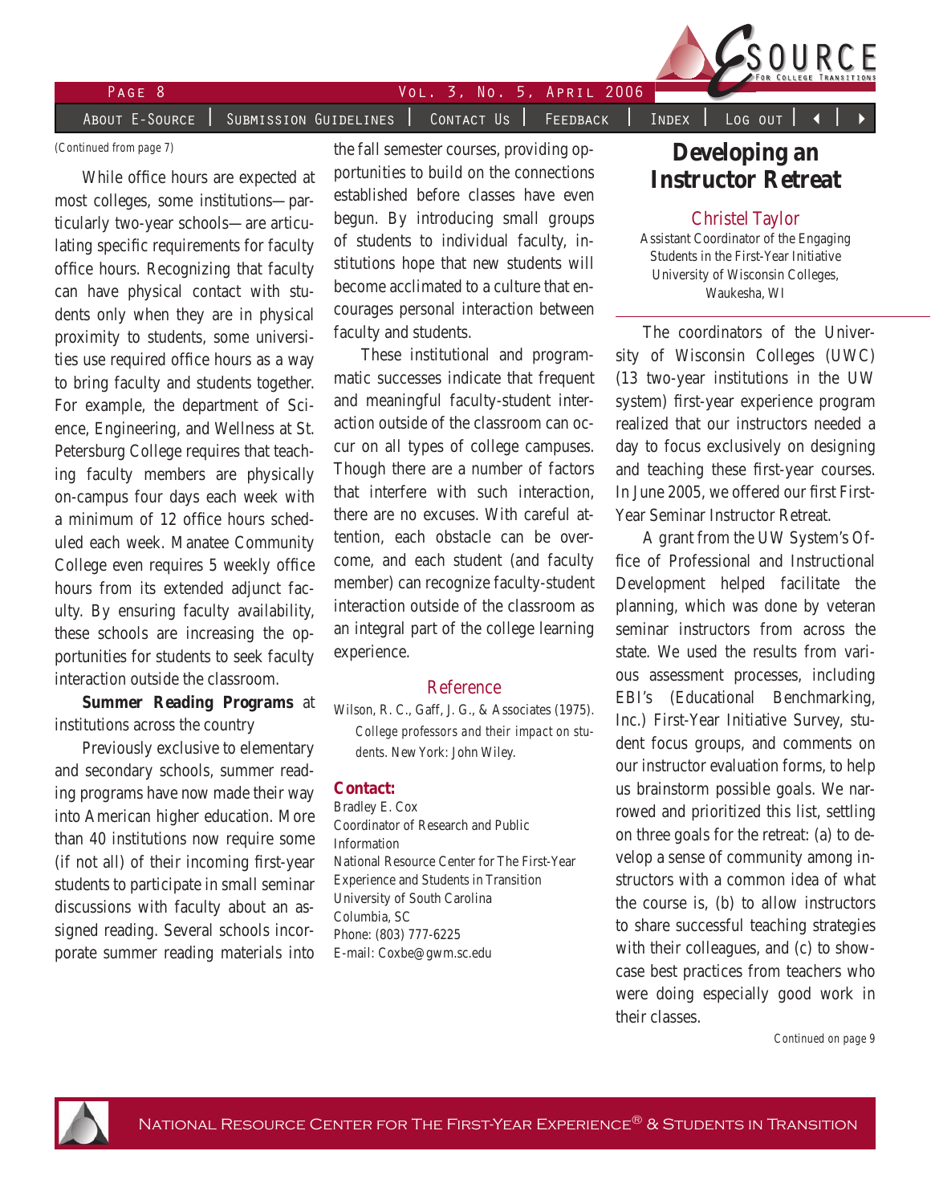(Continued from page 7)

While office hours are expected at most colleges, some institutions—particularly two-year schools—are articulating specific requirements for faculty office hours. Recognizing that faculty can have physical contact with students only when they are in physical proximity to students, some universities use required office hours as a way to bring faculty and students together. For example, the department of Science, Engineering, and Wellness at St. Petersburg College requires that teaching faculty members are physically on-campus four days each week with a minimum of 12 office hours scheduled each week. Manatee Community College even requires 5 weekly office hours from its extended adjunct faculty. By ensuring faculty availability, these schools are increasing the opportunities for students to seek faculty interaction outside the classroom.

**Summer Reading Programs** at institutions across the country

Previously exclusive to elementary and secondary schools, summer reading programs have now made their way into American higher education. More than 40 institutions now require some (if not all) of their incoming first-year students to participate in small seminar discussions with faculty about an assigned reading. Several schools incorporate summer reading materials into the fall semester courses, providing opportunities to build on the connections established before classes have even begun. By introducing small groups of students to individual faculty, institutions hope that new students will become acclimated to a culture that encourages personal interaction between faculty and students.

These institutional and programmatic successes indicate that frequent and meaningful faculty-student interaction outside of the classroom can occur on all types of college campuses. Though there are a number of factors that interfere with such interaction, there are no excuses. With careful attention, each obstacle can be overcome, and each student (and faculty member) can recognize faculty-student interaction outside of the classroom as an integral part of the college learning experience.

### Reference

Wilson, R. C., Gaff, J. G., & Associates (1975). *College professors and their impact on students.* New York: John Wiley.

**Contact:**
Bradley E. Cox
Coordinator of Research and Public Information
National Resource Center for The First-Year Experience and Students in Transition
University of South Carolina
Columbia, SC
Phone: (803) 777-6225
E-mail: Coxbe@gwm.sc.edu

## Developing an Instructor Retreat

Christel Taylor
Assistant Coordinator of the Engaging Students in the First-Year Initiative
University of Wisconsin Colleges,
Waukesha, WI

The coordinators of the University of Wisconsin Colleges (UWC) (13 two-year institutions in the UW system) first-year experience program realized that our instructors needed a day to focus exclusively on designing and teaching these first-year courses. In June 2005, we offered our first First-Year Seminar Instructor Retreat.

A grant from the UW System's Office of Professional and Instructional Development helped facilitate the planning, which was done by veteran seminar instructors from across the state. We used the results from various assessment processes, including EBI's (Educational Benchmarking, Inc.) First-Year Initiative Survey, student focus groups, and comments on our instructor evaluation forms, to help us brainstorm possible goals. We narrowed and prioritized this list, settling on three goals for the retreat: (a) to develop a sense of community among instructors with a common idea of what the course is, (b) to allow instructors to share successful teaching strategies with their colleagues, and (c) to showcase best practices from teachers who were doing especially good work in their classes.

Continued on page 9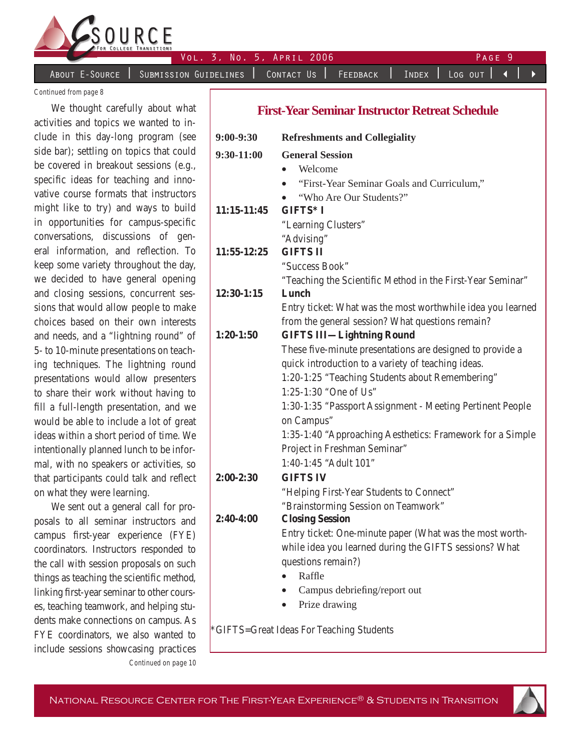Continued from page 8

We thought carefully about what activities and topics we wanted to include in this day-long program (see side bar); settling on topics that could be covered in breakout sessions (e.g., specific ideas for teaching and innovative course formats that instructors might like to try) and ways to build in opportunities for campus-specific conversations, discussions of general information, and reflection. To keep some variety throughout the day, we decided to have general opening and closing sessions, concurrent sessions that would allow people to make choices based on their own interests and needs, and a "lightning round" of 5- to 10-minute presentations on teaching techniques. The lightning round presentations would allow presenters to share their work without having to fill a full-length presentation, and we would be able to include a lot of great ideas within a short period of time. We intentionally planned lunch to be informal, with no speakers or activities, so that participants could talk and reflect on what they were learning.

We sent out a general call for proposals to all seminar instructors and campus first-year experience (FYE) coordinators. Instructors responded to the call with session proposals on such things as teaching the scientific method, linking first-year seminar to other courses, teaching teamwork, and helping students make connections on campus. As FYE coordinators, we also wanted to include sessions showcasing practices

Continued on page 10

## First-Year Seminar Instructor Retreat Schedule

**9:00-9:30** **Refreshments and Collegiality**

**9:30-11:00** **General Session**

- Welcome
- "First-Year Seminar Goals and Curriculum,"
- "Who Are Our Students?"

**11:15-11:45** **GIFTS* I**

"Learning Clusters"
"Advising"

**11:55-12:25** **GIFTS II**

"Success Book"
"Teaching the Scientific Method in the First-Year Seminar"

**12:30-1:15** **Lunch**

Entry ticket: What was the most worthwhile idea you learned from the general session? What questions remain?

**1:20-1:50** **GIFTS III—Lightning Round**

These five-minute presentations are designed to provide a quick introduction to a variety of teaching ideas.
1:20-1:25 "Teaching Students about Remembering"
1:25-1:30 "One of Us"
1:30-1:35 "Passport Assignment - Meeting Pertinent People on Campus"
1:35-1:40 "Approaching Aesthetics: Framework for a Simple Project in Freshman Seminar"
1:40-1:45 "Adult 101"

**2:00-2:30** **GIFTS IV**

"Helping First-Year Students to Connect"
"Brainstorming Session on Teamwork"

**2:40-4:00** **Closing Session**

Entry ticket: One-minute paper (What was the most worthwhile idea you learned during the GIFTS sessions? What questions remain?)

- Raffle
- Campus debriefing/report out
- Prize drawing

*GIFTS=Great Ideas For Teaching Students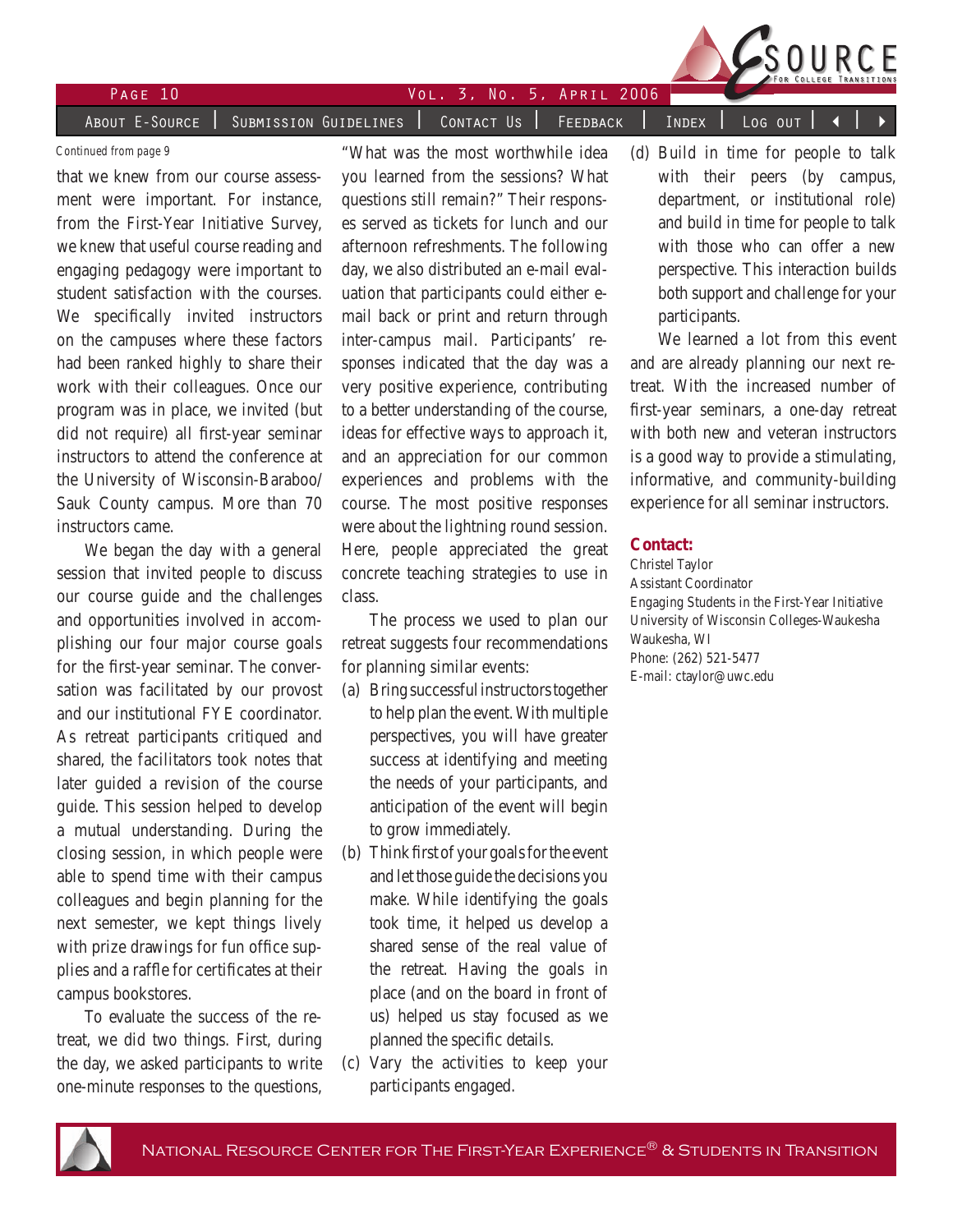*Continued from page 9*

that we knew from our course assessment were important. For instance, from the First-Year Initiative Survey, we knew that useful course reading and engaging pedagogy were important to student satisfaction with the courses. We specifically invited instructors on the campuses where these factors had been ranked highly to share their work with their colleagues. Once our program was in place, we invited (but did not require) all first-year seminar instructors to attend the conference at the University of Wisconsin-Baraboo/Sauk County campus. More than 70 instructors came.

We began the day with a general session that invited people to discuss our course guide and the challenges and opportunities involved in accomplishing our four major course goals for the first-year seminar. The conversation was facilitated by our provost and our institutional FYE coordinator. As retreat participants critiqued and shared, the facilitators took notes that later guided a revision of the course guide. This session helped to develop a mutual understanding. During the closing session, in which people were able to spend time with their campus colleagues and begin planning for the next semester, we kept things lively with prize drawings for fun office supplies and a raffle for certificates at their campus bookstores.

To evaluate the success of the retreat, we did two things. First, during the day, we asked participants to write one-minute responses to the questions, "What was the most worthwhile idea you learned from the sessions? What questions still remain?" Their responses served as tickets for lunch and our afternoon refreshments. The following day, we also distributed an e-mail evaluation that participants could either e-mail back or print and return through inter-campus mail. Participants' responses indicated that the day was a very positive experience, contributing to a better understanding of the course, ideas for effective ways to approach it, and an appreciation for our common experiences and problems with the course. The most positive responses were about the lightning round session. Here, people appreciated the great concrete teaching strategies to use in class.

The process we used to plan our retreat suggests four recommendations for planning similar events:

(a) Bring successful instructors together to help plan the event. With multiple perspectives, you will have greater success at identifying and meeting the needs of your participants, and anticipation of the event will begin to grow immediately.

(b) Think first of your goals for the event and let those guide the decisions you make. While identifying the goals took time, it helped us develop a shared sense of the real value of the retreat. Having the goals in place (and on the board in front of us) helped us stay focused as we planned the specific details.

(c) Vary the activities to keep your participants engaged.

(d) Build in time for people to talk with their peers (by campus, department, or institutional role) and build in time for people to talk with those who can offer a new perspective. This interaction builds both support and challenge for your participants.

We learned a lot from this event and are already planning our next retreat. With the increased number of first-year seminars, a one-day retreat with both new and veteran instructors is a good way to provide a stimulating, informative, and community-building experience for all seminar instructors.

**Contact:**

Christel Taylor
Assistant Coordinator
Engaging Students in the First-Year Initiative
University of Wisconsin Colleges-Waukesha
Waukesha, WI
Phone: (262) 521-5477
E-mail: ctaylor@uwc.edu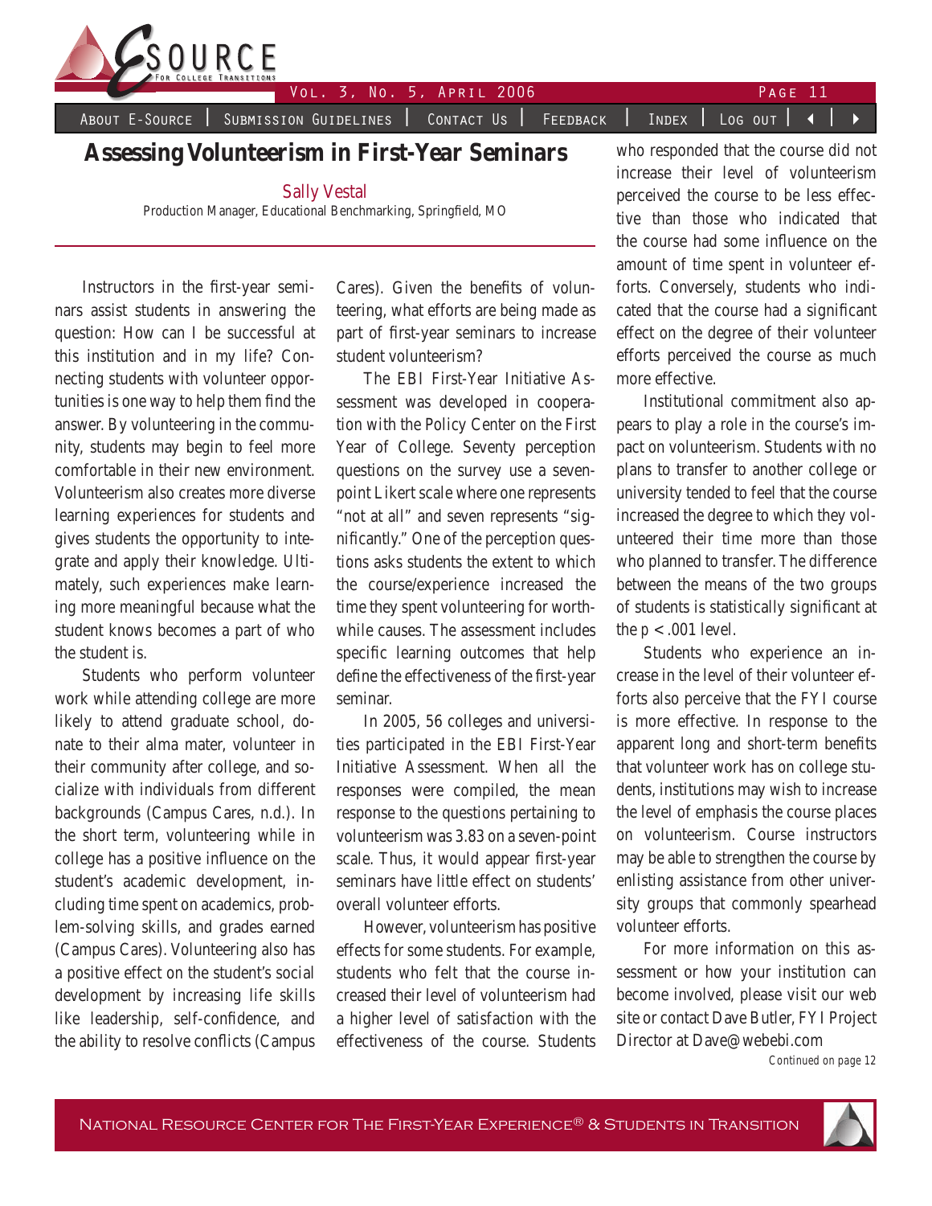# Assessing Volunteerism in First-Year Seminars

Sally Vestal
Production Manager, Educational Benchmarking, Springfield, MO

Instructors in the first-year seminars assist students in answering the question: How can I be successful at this institution and in my life? Connecting students with volunteer opportunities is one way to help them find the answer. By volunteering in the community, students may begin to feel more comfortable in their new environment. Volunteerism also creates more diverse learning experiences for students and gives students the opportunity to integrate and apply their knowledge. Ultimately, such experiences make learning more meaningful because what the student knows becomes a part of who the student is.

Students who perform volunteer work while attending college are more likely to attend graduate school, donate to their alma mater, volunteer in their community after college, and socialize with individuals from different backgrounds (Campus Cares, n.d.). In the short term, volunteering while in college has a positive influence on the student's academic development, including time spent on academics, problem-solving skills, and grades earned (Campus Cares). Volunteering also has a positive effect on the student's social development by increasing life skills like leadership, self-confidence, and the ability to resolve conflicts (Campus Cares). Given the benefits of volunteering, what efforts are being made as part of first-year seminars to increase student volunteerism?

The EBI First-Year Initiative Assessment was developed in cooperation with the Policy Center on the First Year of College. Seventy perception questions on the survey use a seven-point Likert scale where one represents "not at all" and seven represents "significantly." One of the perception questions asks students the extent to which the course/experience increased the time they spent volunteering for worthwhile causes. The assessment includes specific learning outcomes that help define the effectiveness of the first-year seminar.

In 2005, 56 colleges and universities participated in the EBI First-Year Initiative Assessment. When all the responses were compiled, the mean response to the questions pertaining to volunteerism was 3.83 on a seven-point scale. Thus, it would appear first-year seminars have little effect on students' overall volunteer efforts.

However, volunteerism has positive effects for some students. For example, students who felt that the course increased their level of volunteerism had a higher level of satisfaction with the effectiveness of the course. Students who responded that the course did not increase their level of volunteerism perceived the course to be less effective than those who indicated that the course had some influence on the amount of time spent in volunteer efforts. Conversely, students who indicated that the course had a significant effect on the degree of their volunteer efforts perceived the course as much more effective.

Institutional commitment also appears to play a role in the course's impact on volunteerism. Students with no plans to transfer to another college or university tended to feel that the course increased the degree to which they volunteered their time more than those who planned to transfer. The difference between the means of the two groups of students is statistically significant at the $p < .001$ level.

Students who experience an increase in the level of their volunteer efforts also perceive that the FYI course is more effective. In response to the apparent long and short-term benefits that volunteer work has on college students, institutions may wish to increase the level of emphasis the course places on volunteerism. Course instructors may be able to strengthen the course by enlisting assistance from other university groups that commonly spearhead volunteer efforts.

For more information on this assessment or how your institution can become involved, please visit our web site or contact Dave Butler, FYI Project Director at Dave@webebi.com

*Continued on page 12*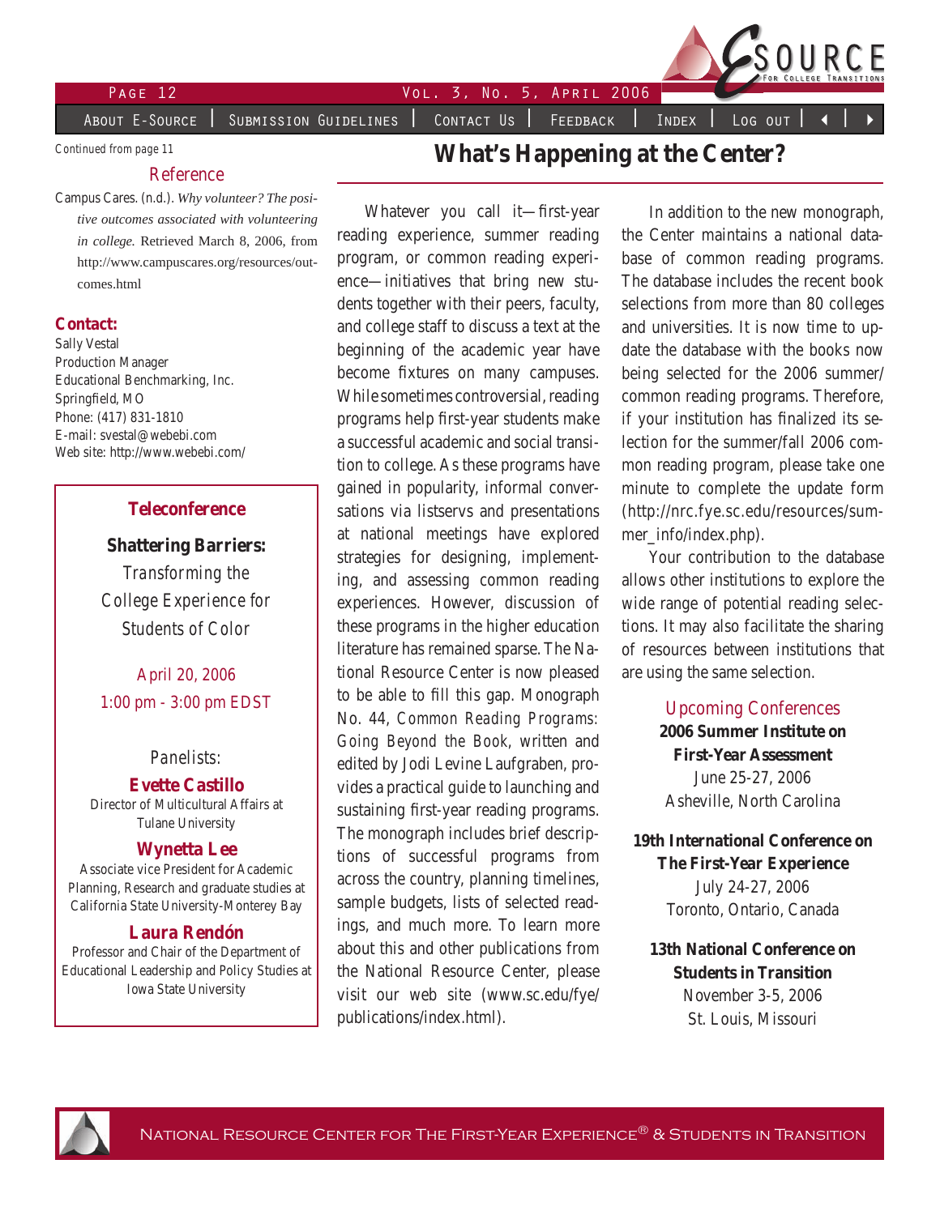Continued from page 11

### Reference

Campus Cares. (n.d.). *Why volunteer? The positive outcomes associated with volunteering in college.* Retrieved March 8, 2006, from http://www.campuscares.org/resources/outcomes.html

**Contact:**
Sally Vestal
Production Manager
Educational Benchmarking, Inc.
Springfield, MO
Phone: (417) 831-1810
E-mail: svestal@webebi.com
Web site: http://www.webebi.com/

### Teleconference

**Shattering Barriers:**
*Transforming the College Experience for Students of Color*

April 20, 2006
1:00 pm - 3:00 pm EDST

*Panelists:*

**Evette Castillo**
Director of Multicultural Affairs at Tulane University

**Wynetta Lee**
Associate vice President for Academic Planning, Research and graduate studies at California State University-Monterey Bay

**Laura Rendón**
Professor and Chair of the Department of Educational Leadership and Policy Studies at Iowa State University

## What's Happening at the Center?

Whatever you call it—first-year reading experience, summer reading program, or common reading experience—initiatives that bring new students together with their peers, faculty, and college staff to discuss a text at the beginning of the academic year have become fixtures on many campuses. While sometimes controversial, reading programs help first-year students make a successful academic and social transition to college. As these programs have gained in popularity, informal conversations via listservs and presentations at national meetings have explored strategies for designing, implementing, and assessing common reading experiences. However, discussion of these programs in the higher education literature has remained sparse. The National Resource Center is now pleased to be able to fill this gap. Monograph No. 44, *Common Reading Programs: Going Beyond the Book*, written and edited by Jodi Levine Laufgraben, provides a practical guide to launching and sustaining first-year reading programs. The monograph includes brief descriptions of successful programs from across the country, planning timelines, sample budgets, lists of selected readings, and much more. To learn more about this and other publications from the National Resource Center, please visit our web site (www.sc.edu/fye/publications/index.html).

In addition to the new monograph, the Center maintains a national database of common reading programs. The database includes the recent book selections from more than 80 colleges and universities. It is now time to update the database with the books now being selected for the 2006 summer/common reading programs. Therefore, if your institution has finalized its selection for the summer/fall 2006 common reading program, please take one minute to complete the update form (http://nrc.fye.sc.edu/resources/summer_info/index.php).

Your contribution to the database allows other institutions to explore the wide range of potential reading selections. It may also facilitate the sharing of resources between institutions that are using the same selection.

### Upcoming Conferences

**2006 Summer Institute on First-Year Assessment**
June 25-27, 2006
Asheville, North Carolina

**19th International Conference on The First-Year Experience**
July 24-27, 2006
Toronto, Ontario, Canada

**13th National Conference on Students in Transition**
November 3-5, 2006
St. Louis, Missouri